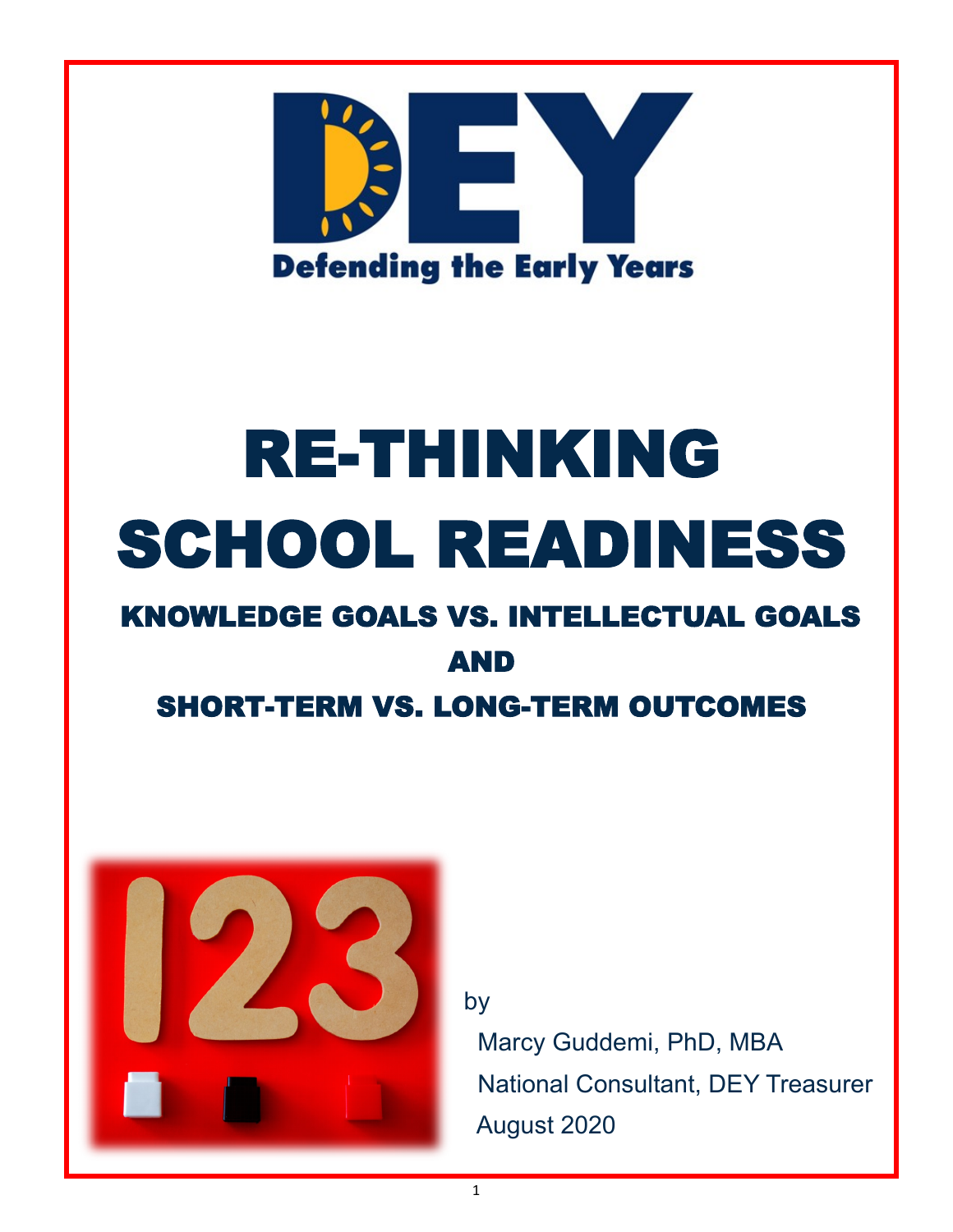# DEY

**Defending the Early Years**

# RE-THINKING SCHOOL READINESS

## KNOWLEDGE GOALS VS. INTELLECTUAL GOALS AND SHORT-TERM VS. LONG-TERM OUTCOMES

by

Marcy Guddemi, PhD, MBA

National Consultant, DEY Treasurer

August 2020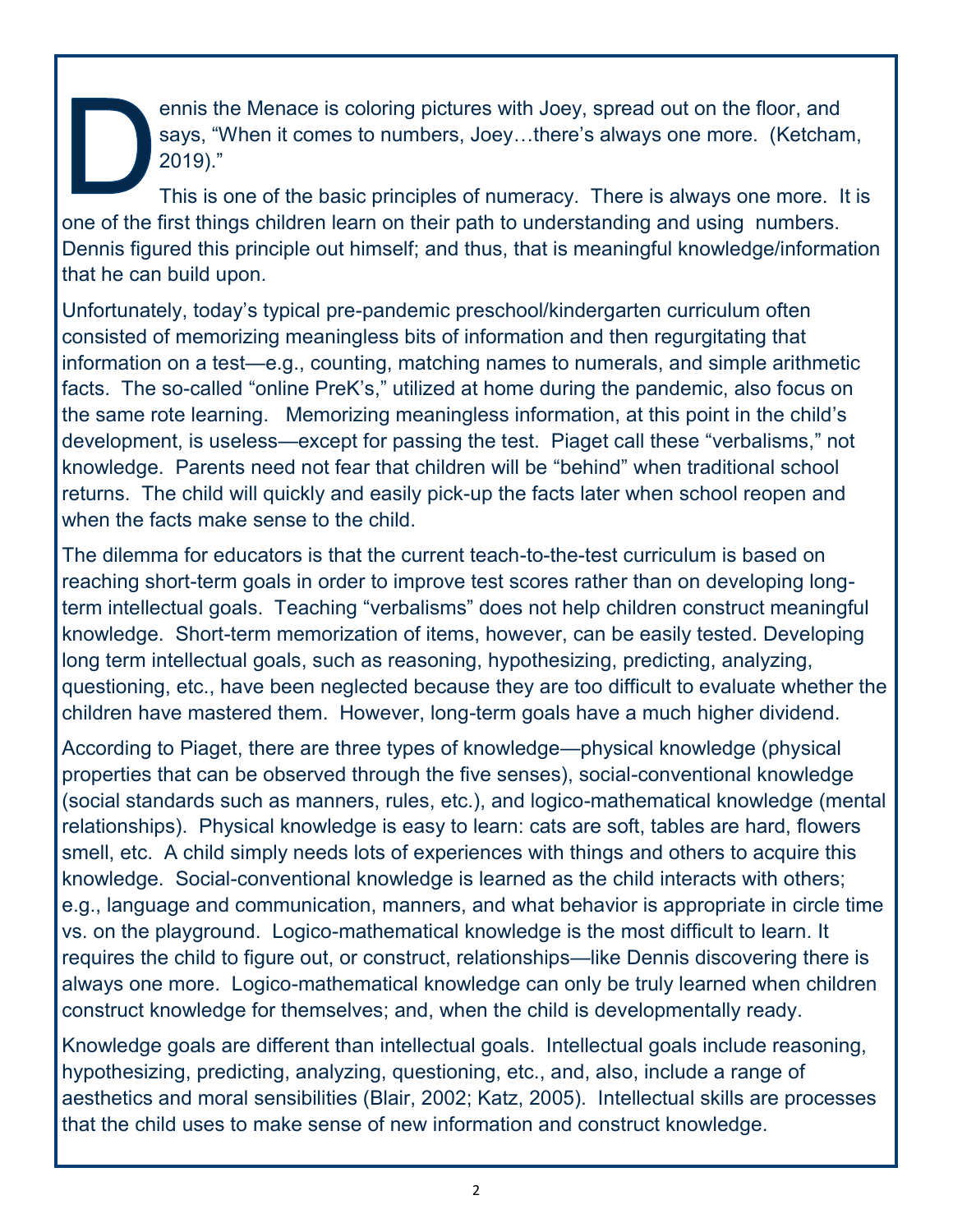Dennis the Menace is coloring pictures with Joey, spread out on the floor, and says, "When it comes to numbers, Joey…there's always one more. (Ketcham, 2019)."

This is one of the basic principles of numeracy. There is always one more. It is one of the first things children learn on their path to understanding and using numbers. Dennis figured this principle out himself; and thus, that is meaningful knowledge/information that he can build upon.

Unfortunately, today's typical pre-pandemic preschool/kindergarten curriculum often consisted of memorizing meaningless bits of information and then regurgitating that information on a test—e.g., counting, matching names to numerals, and simple arithmetic facts. The so-called "online PreK's," utilized at home during the pandemic, also focus on the same rote learning. Memorizing meaningless information, at this point in the child's development, is useless—except for passing the test. Piaget call these "verbalisms," not knowledge. Parents need not fear that children will be "behind" when traditional school returns. The child will quickly and easily pick-up the facts later when school reopen and when the facts make sense to the child.

The dilemma for educators is that the current teach-to-the-test curriculum is based on reaching short-term goals in order to improve test scores rather than on developing long-term intellectual goals. Teaching "verbalisms" does not help children construct meaningful knowledge. Short-term memorization of items, however, can be easily tested. Developing long term intellectual goals, such as reasoning, hypothesizing, predicting, analyzing, questioning, etc., have been neglected because they are too difficult to evaluate whether the children have mastered them. However, long-term goals have a much higher dividend.

According to Piaget, there are three types of knowledge—physical knowledge (physical properties that can be observed through the five senses), social-conventional knowledge (social standards such as manners, rules, etc.), and logico-mathematical knowledge (mental relationships). Physical knowledge is easy to learn: cats are soft, tables are hard, flowers smell, etc. A child simply needs lots of experiences with things and others to acquire this knowledge. Social-conventional knowledge is learned as the child interacts with others; e.g., language and communication, manners, and what behavior is appropriate in circle time vs. on the playground. Logico-mathematical knowledge is the most difficult to learn. It requires the child to figure out, or construct, relationships—like Dennis discovering there is always one more. Logico-mathematical knowledge can only be truly learned when children construct knowledge for themselves; and, when the child is developmentally ready.

Knowledge goals are different than intellectual goals. Intellectual goals include reasoning, hypothesizing, predicting, analyzing, questioning, etc., and, also, include a range of aesthetics and moral sensibilities (Blair, 2002; Katz, 2005). Intellectual skills are processes that the child uses to make sense of new information and construct knowledge.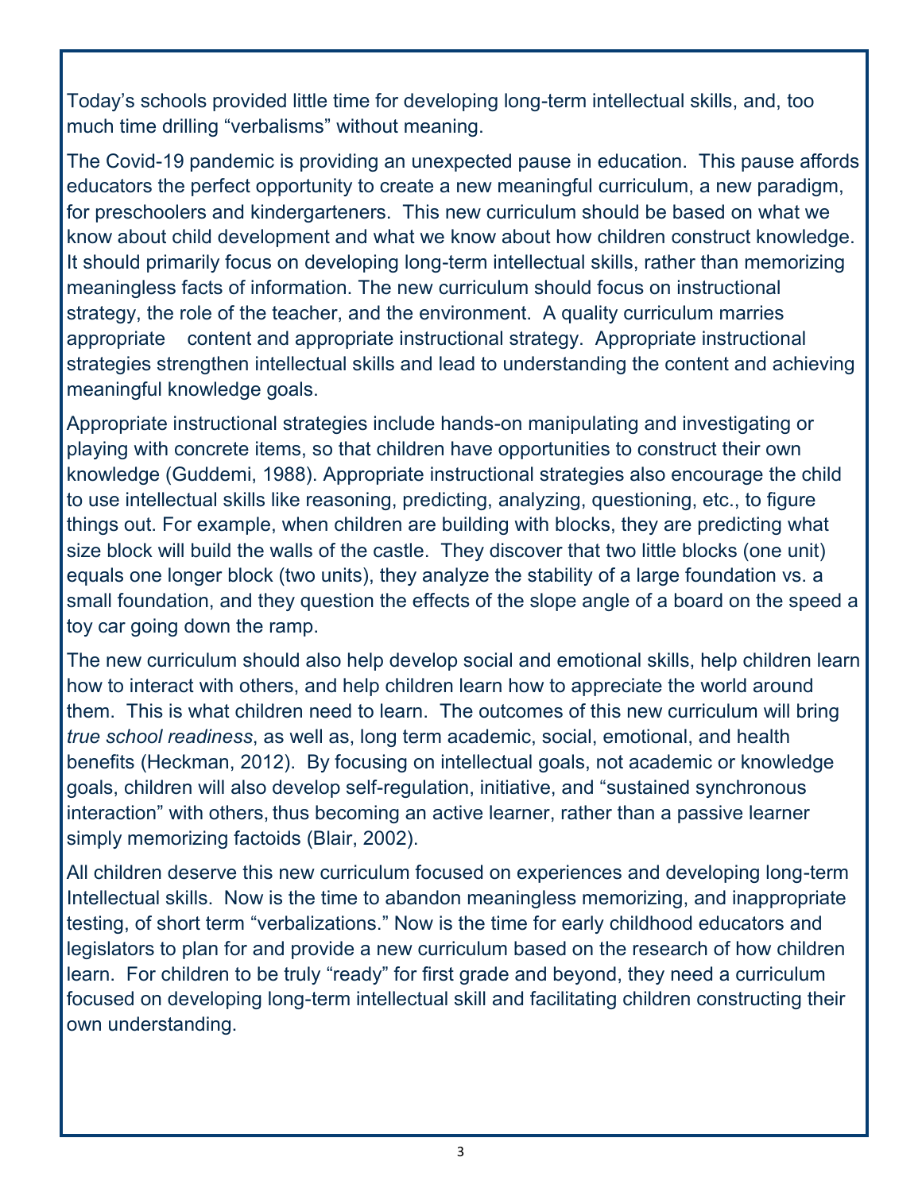Today's schools provided little time for developing long-term intellectual skills, and, too much time drilling "verbalisms" without meaning.

The Covid-19 pandemic is providing an unexpected pause in education. This pause affords educators the perfect opportunity to create a new meaningful curriculum, a new paradigm, for preschoolers and kindergarteners. This new curriculum should be based on what we know about child development and what we know about how children construct knowledge. It should primarily focus on developing long-term intellectual skills, rather than memorizing meaningless facts of information. The new curriculum should focus on instructional strategy, the role of the teacher, and the environment. A quality curriculum marries appropriate content and appropriate instructional strategy. Appropriate instructional strategies strengthen intellectual skills and lead to understanding the content and achieving meaningful knowledge goals.

Appropriate instructional strategies include hands-on manipulating and investigating or playing with concrete items, so that children have opportunities to construct their own knowledge (Guddemi, 1988). Appropriate instructional strategies also encourage the child to use intellectual skills like reasoning, predicting, analyzing, questioning, etc., to figure things out. For example, when children are building with blocks, they are predicting what size block will build the walls of the castle. They discover that two little blocks (one unit) equals one longer block (two units), they analyze the stability of a large foundation vs. a small foundation, and they question the effects of the slope angle of a board on the speed a toy car going down the ramp.

The new curriculum should also help develop social and emotional skills, help children learn how to interact with others, and help children learn how to appreciate the world around them. This is what children need to learn. The outcomes of this new curriculum will bring *true school readiness*, as well as, long term academic, social, emotional, and health benefits (Heckman, 2012). By focusing on intellectual goals, not academic or knowledge goals, children will also develop self-regulation, initiative, and "sustained synchronous interaction" with others, thus becoming an active learner, rather than a passive learner simply memorizing factoids (Blair, 2002).

All children deserve this new curriculum focused on experiences and developing long-term Intellectual skills. Now is the time to abandon meaningless memorizing, and inappropriate testing, of short term "verbalizations." Now is the time for early childhood educators and legislators to plan for and provide a new curriculum based on the research of how children learn. For children to be truly "ready" for first grade and beyond, they need a curriculum focused on developing long-term intellectual skill and facilitating children constructing their own understanding.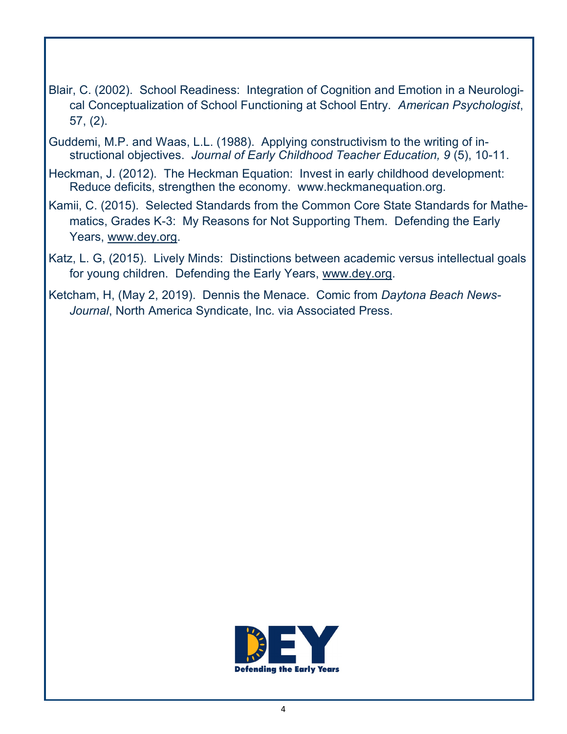Blair, C. (2002). School Readiness: Integration of Cognition and Emotion in a Neurological Conceptualization of School Functioning at School Entry. *American Psychologist*, 57, (2).

Guddemi, M.P. and Waas, L.L. (1988). Applying constructivism to the writing of instructional objectives. *Journal of Early Childhood Teacher Education, 9* (5), 10-11.

Heckman, J. (2012). The Heckman Equation: Invest in early childhood development: Reduce deficits, strengthen the economy. www.heckmanequation.org.

Kamii, C. (2015). Selected Standards from the Common Core State Standards for Mathematics, Grades K-3: My Reasons for Not Supporting Them. Defending the Early Years, www.dey.org.

Katz, L. G, (2015). Lively Minds: Distinctions between academic versus intellectual goals for young children. Defending the Early Years, www.dey.org.

Ketcham, H, (May 2, 2019). Dennis the Menace. Comic from *Daytona Beach News-Journal*, North America Syndicate, Inc. via Associated Press.

DEY

Defending the Early Years